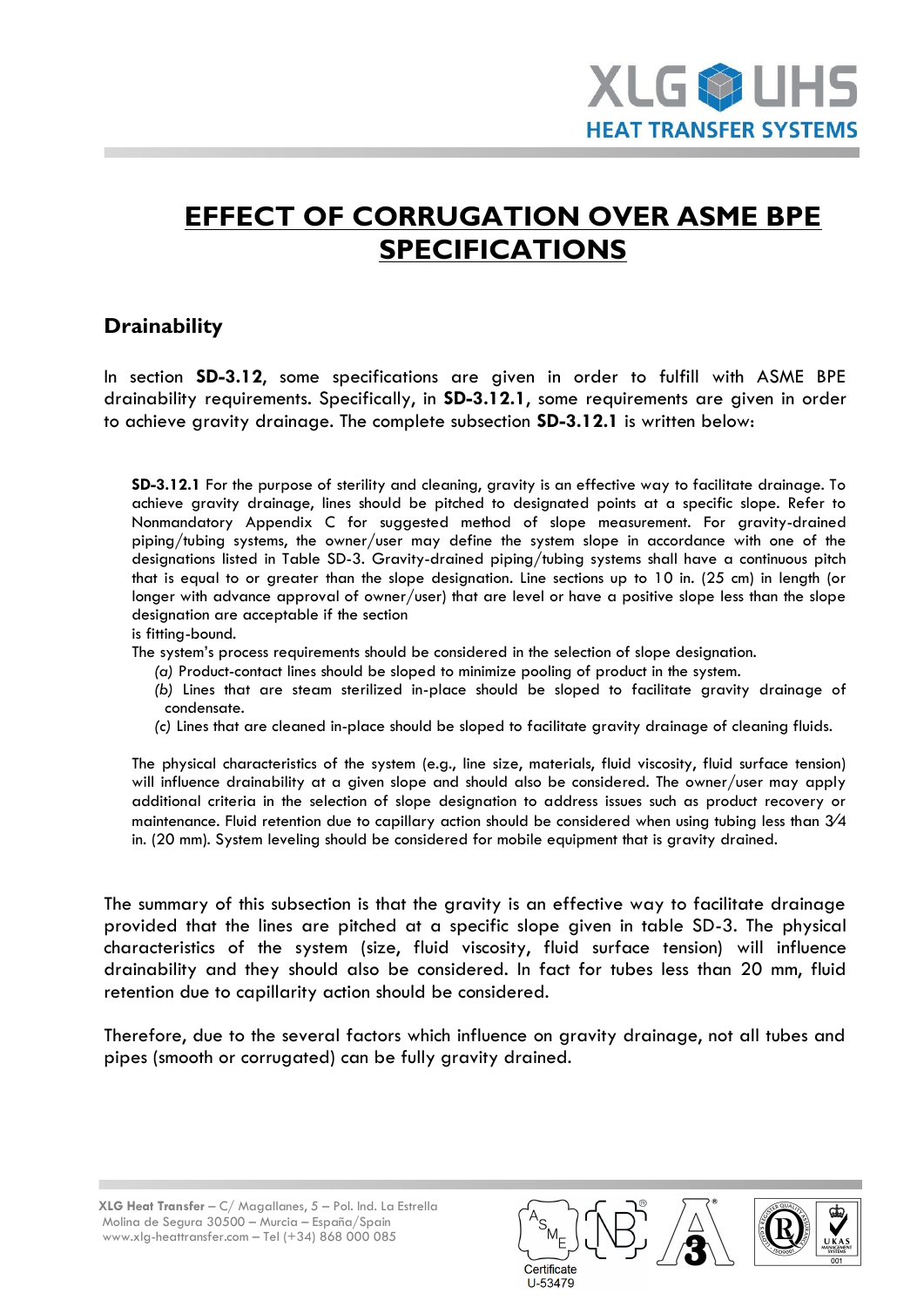# EFFECT OF CORRUGATION OVER ASME BPE SPECIFICATIONS

## Drainability

In section **SD-3.12**, some specifications are given in order to fulfill with ASME BPE drainability requirements. Specifically, in **SD-3.12.1**, some requirements are given in order to achieve gravity drainage. The complete subsection **SD-3.12.1** is written below:

> **SD-3.12.1** For the purpose of sterility and cleaning, gravity is an effective way to facilitate drainage. To achieve gravity drainage, lines should be pitched to designated points at a specific slope. Refer to Nonmandatory Appendix C for suggested method of slope measurement. For gravity-drained piping/tubing systems, the owner/user may define the system slope in accordance with one of the designations listed in Table SD-3. Gravity-drained piping/tubing systems shall have a continuous pitch that is equal to or greater than the slope designation. Line sections up to 10 in. (25 cm) in length (or longer with advance approval of owner/user) that are level or have a positive slope less than the slope designation are acceptable if the section
> is fitting-bound.
>
> The system's process requirements should be considered in the selection of slope designation.
>
> *(a)* Product-contact lines should be sloped to minimize pooling of product in the system.
>
> *(b)* Lines that are steam sterilized in-place should be sloped to facilitate gravity drainage of condensate.
>
> *(c)* Lines that are cleaned in-place should be sloped to facilitate gravity drainage of cleaning fluids.
>
> The physical characteristics of the system (e.g., line size, materials, fluid viscosity, fluid surface tension) will influence drainability at a given slope and should also be considered. The owner/user may apply additional criteria in the selection of slope designation to address issues such as product recovery or maintenance. Fluid retention due to capillary action should be considered when using tubing less than 3⁄4 in. (20 mm). System leveling should be considered for mobile equipment that is gravity drained.

The summary of this subsection is that the gravity is an effective way to facilitate drainage provided that the lines are pitched at a specific slope given in table SD-3. The physical characteristics of the system (size, fluid viscosity, fluid surface tension) will influence drainability and they should also be considered. In fact for tubes less than 20 mm, fluid retention due to capillarity action should be considered.

Therefore, due to the several factors which influence on gravity drainage, not all tubes and pipes (smooth or corrugated) can be fully gravity drained.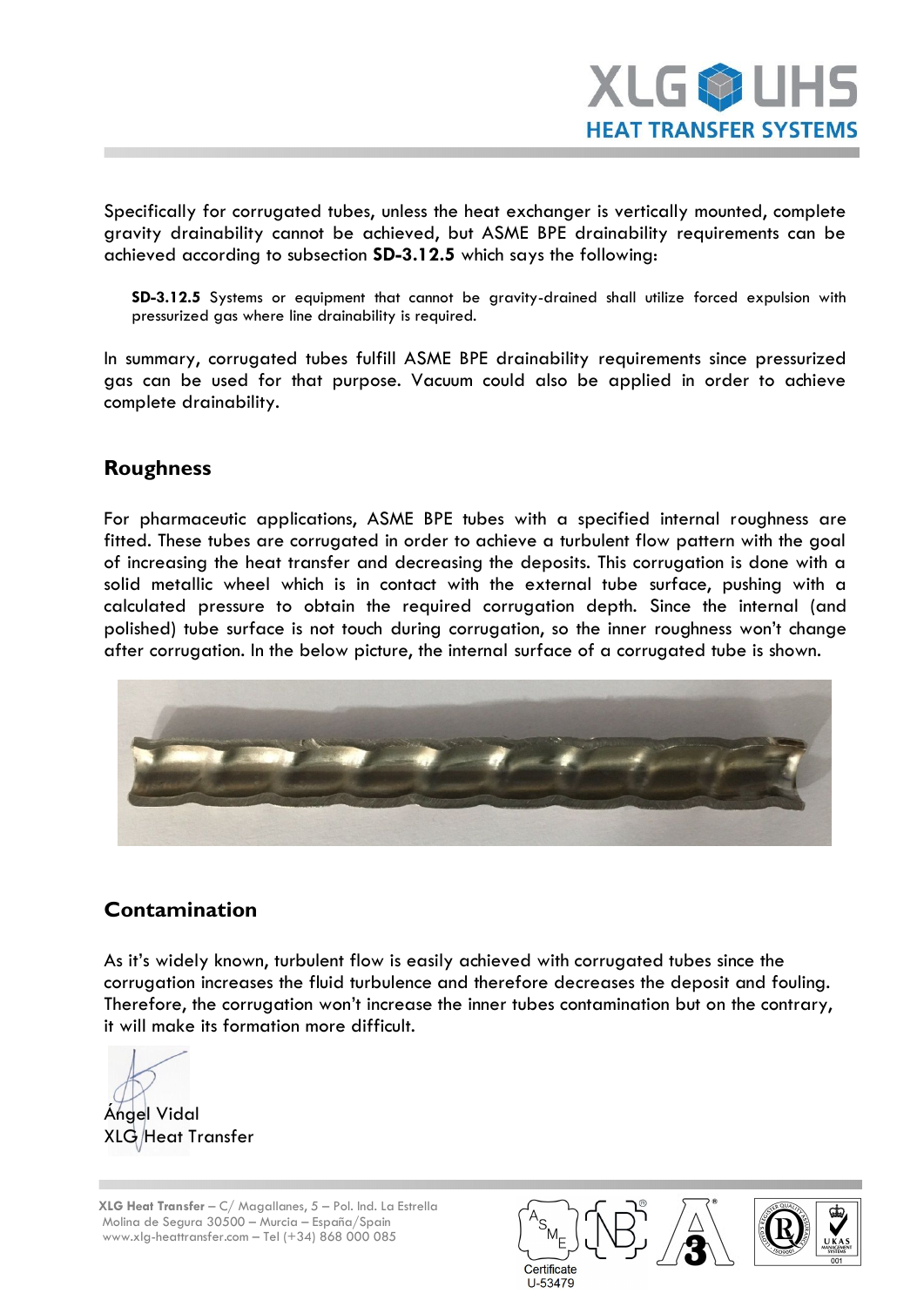Specifically for corrugated tubes, unless the heat exchanger is vertically mounted, complete gravity drainability cannot be achieved, but ASME BPE drainability requirements can be achieved according to subsection **SD-3.12.5** which says the following:

> **SD-3.12.5** Systems or equipment that cannot be gravity-drained shall utilize forced expulsion with pressurized gas where line drainability is required.

In summary, corrugated tubes fulfill ASME BPE drainability requirements since pressurized gas can be used for that purpose. Vacuum could also be applied in order to achieve complete drainability.

## Roughness

For pharmaceutic applications, ASME BPE tubes with a specified internal roughness are fitted. These tubes are corrugated in order to achieve a turbulent flow pattern with the goal of increasing the heat transfer and decreasing the deposits. This corrugation is done with a solid metallic wheel which is in contact with the external tube surface, pushing with a calculated pressure to obtain the required corrugation depth. Since the internal (and polished) tube surface is not touch during corrugation, so the inner roughness won't change after corrugation. In the below picture, the internal surface of a corrugated tube is shown.

## Contamination

As it's widely known, turbulent flow is easily achieved with corrugated tubes since the corrugation increases the fluid turbulence and therefore decreases the deposit and fouling. Therefore, the corrugation won't increase the inner tubes contamination but on the contrary, it will make its formation more difficult.

Ángel Vidal
XLG Heat Transfer

**XLG Heat Transfer** – C/ Magallanes, 5 – Pol. Ind. La Estrella
Molina de Segura 30500 – Murcia – España/Spain
www.xlg-heattransfer.com – Tel (+34) 868 000 085

Certificate U-53479